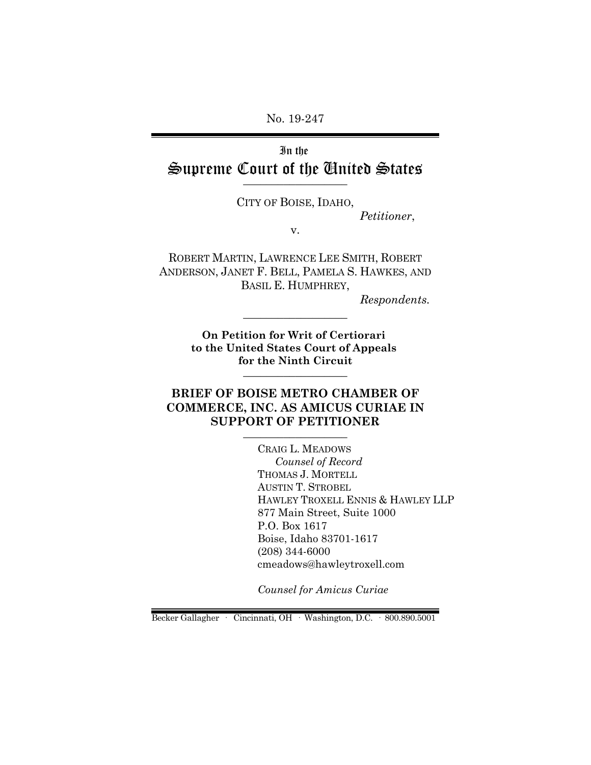No. 19-247

In the
# Supreme Court of the United States

CITY OF BOISE, IDAHO,

*Petitioner*,

v.

ROBERT MARTIN, LAWRENCE LEE SMITH, ROBERT ANDERSON, JANET F. BELL, PAMELA S. HAWKES, AND BASIL E. HUMPHREY,

*Respondents.*

**On Petition for Writ of Certiorari to the United States Court of Appeals for the Ninth Circuit**

## BRIEF OF BOISE METRO CHAMBER OF COMMERCE, INC. AS AMICUS CURIAE IN SUPPORT OF PETITIONER

CRAIG L. MEADOWS
*Counsel of Record*
THOMAS J. MORTELL
AUSTIN T. STROBEL
HAWLEY TROXELL ENNIS & HAWLEY LLP
877 Main Street, Suite 1000
P.O. Box 1617
Boise, Idaho 83701-1617
(208) 344-6000
cmeadows@hawleytroxell.com

*Counsel for Amicus Curiae*

Becker Gallagher · Cincinnati, OH · Washington, D.C. · 800.890.5001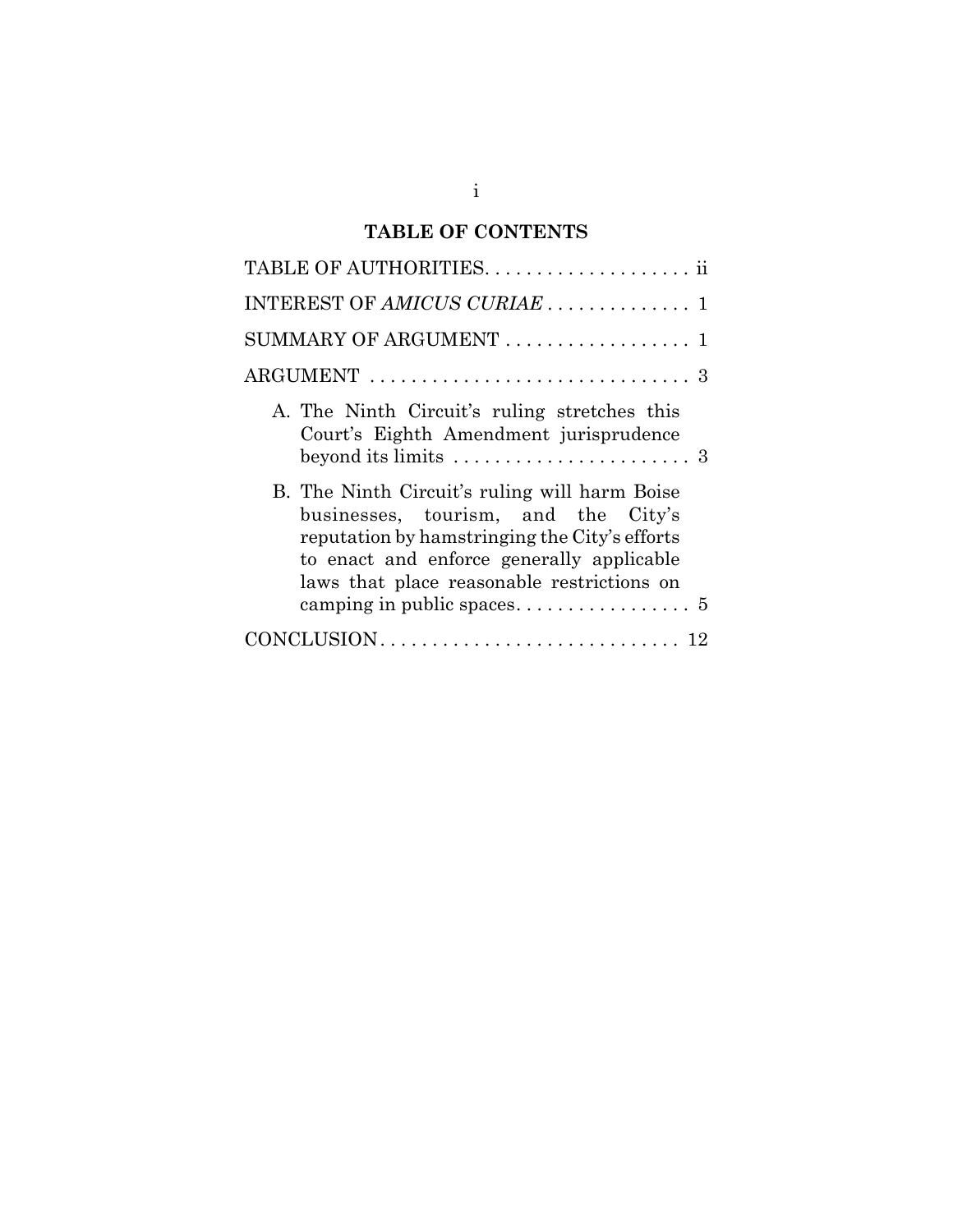## TABLE OF CONTENTS

TABLE OF AUTHORITIES. . . . . . . . . . . . . . . . . . . . ii

INTEREST OF *AMICUS CURIAE* . . . . . . . . . . . . . . 1

SUMMARY OF ARGUMENT . . . . . . . . . . . . . . . . . . 1

ARGUMENT . . . . . . . . . . . . . . . . . . . . . . . . . . . . . . . 3

A. The Ninth Circuit's ruling stretches this Court's Eighth Amendment jurisprudence beyond its limits . . . . . . . . . . . . . . . . . . . . . . . 3

B. The Ninth Circuit's ruling will harm Boise businesses, tourism, and the City's reputation by hamstringing the City's efforts to enact and enforce generally applicable laws that place reasonable restrictions on camping in public spaces. . . . . . . . . . . . . . . . . 5

CONCLUSION. . . . . . . . . . . . . . . . . . . . . . . . . . . . . 12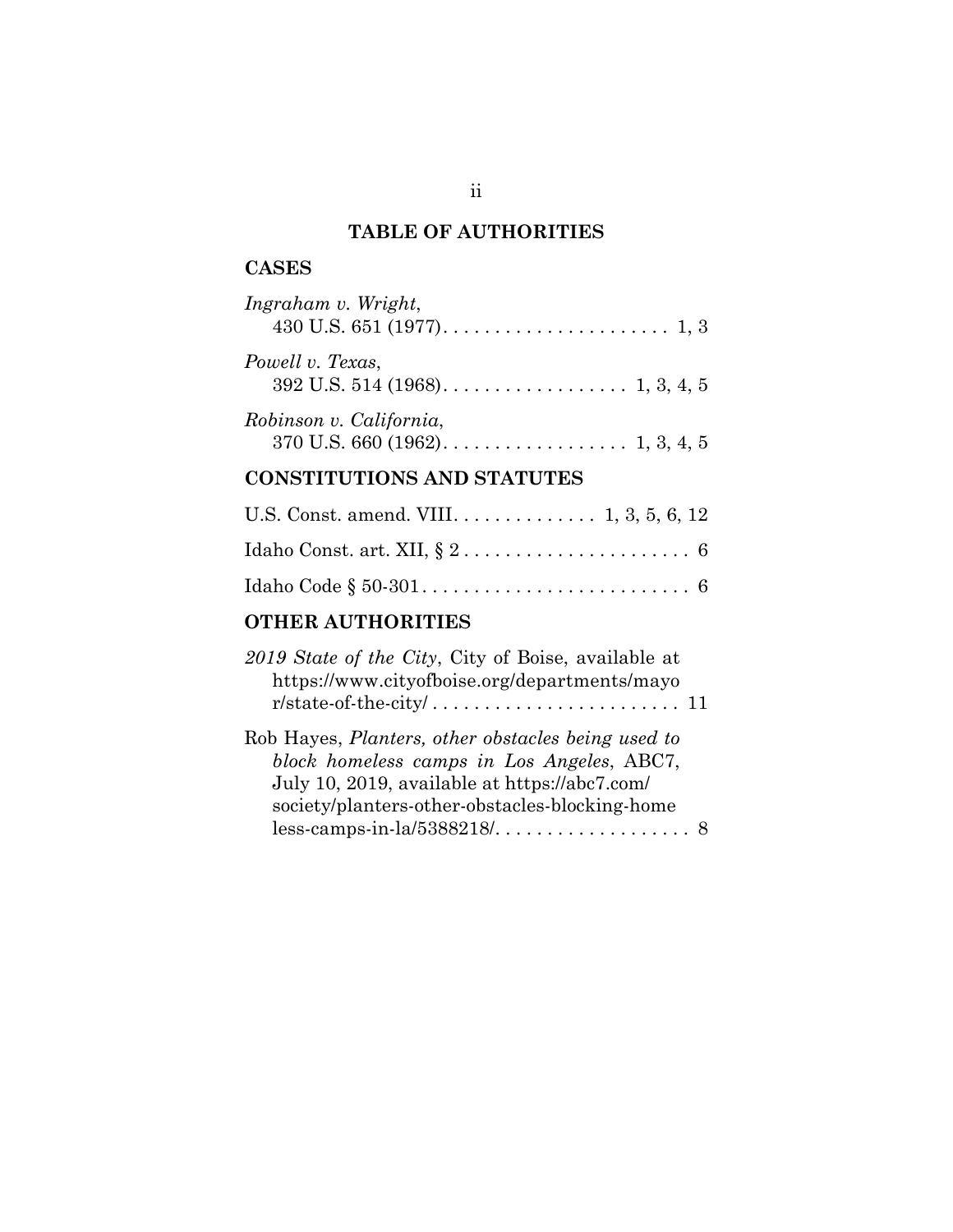# TABLE OF AUTHORITIES

## CASES

*Ingraham v. Wright*,
430 U.S. 651 (1977). . . . . . . . . . . . . . . . . . . . . . 1, 3

*Powell v. Texas*,
392 U.S. 514 (1968). . . . . . . . . . . . . . . . . . 1, 3, 4, 5

*Robinson v. California*,
370 U.S. 660 (1962). . . . . . . . . . . . . . . . . . 1, 3, 4, 5

## CONSTITUTIONS AND STATUTES

U.S. Const. amend. VIII. . . . . . . . . . . . . . 1, 3, 5, 6, 12

Idaho Const. art. XII, § 2 . . . . . . . . . . . . . . . . . . . . . . 6

Idaho Code § 50-301 . . . . . . . . . . . . . . . . . . . . . . . . . . 6

## OTHER AUTHORITIES

*2019 State of the City*, City of Boise, available at https://www.cityofboise.org/departments/mayor/state-of-the-city/ . . . . . . . . . . . . . . . . . . . . . . . . 11

Rob Hayes, *Planters, other obstacles being used to block homeless camps in Los Angeles*, ABC7, July 10, 2019, available at https://abc7.com/society/planters-other-obstacles-blocking-homeless-camps-in-la/5388218/. . . . . . . . . . . . . . . . . . . 8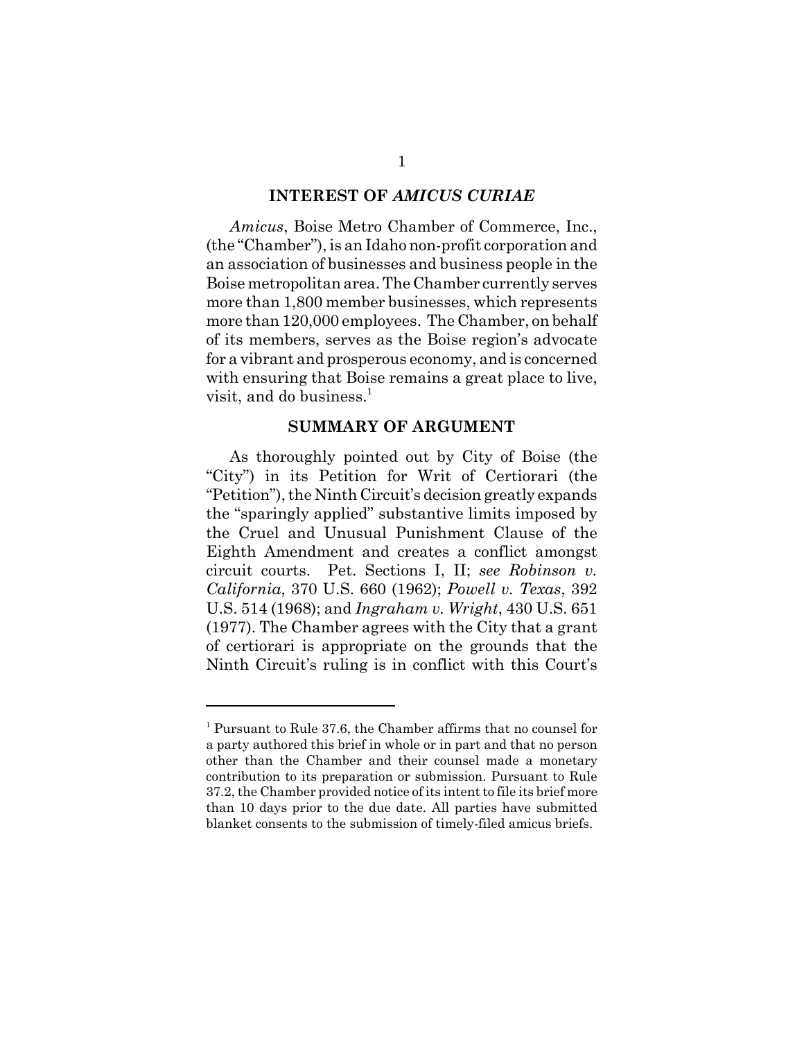## INTEREST OF *AMICUS CURIAE*

*Amicus*, Boise Metro Chamber of Commerce, Inc., (the "Chamber"), is an Idaho non-profit corporation and an association of businesses and business people in the Boise metropolitan area. The Chamber currently serves more than 1,800 member businesses, which represents more than 120,000 employees. The Chamber, on behalf of its members, serves as the Boise region's advocate for a vibrant and prosperous economy, and is concerned with ensuring that Boise remains a great place to live, visit, and do business.[1]

## SUMMARY OF ARGUMENT

As thoroughly pointed out by City of Boise (the "City") in its Petition for Writ of Certiorari (the "Petition"), the Ninth Circuit's decision greatly expands the "sparingly applied" substantive limits imposed by the Cruel and Unusual Punishment Clause of the Eighth Amendment and creates a conflict amongst circuit courts. Pet. Sections I, II; *see Robinson v. California*, 370 U.S. 660 (1962); *Powell v. Texas*, 392 U.S. 514 (1968); and *Ingraham v. Wright*, 430 U.S. 651 (1977). The Chamber agrees with the City that a grant of certiorari is appropriate on the grounds that the Ninth Circuit's ruling is in conflict with this Court's

---

[1] Pursuant to Rule 37.6, the Chamber affirms that no counsel for a party authored this brief in whole or in part and that no person other than the Chamber and their counsel made a monetary contribution to its preparation or submission. Pursuant to Rule 37.2, the Chamber provided notice of its intent to file its brief more than 10 days prior to the due date. All parties have submitted blanket consents to the submission of timely-filed amicus briefs.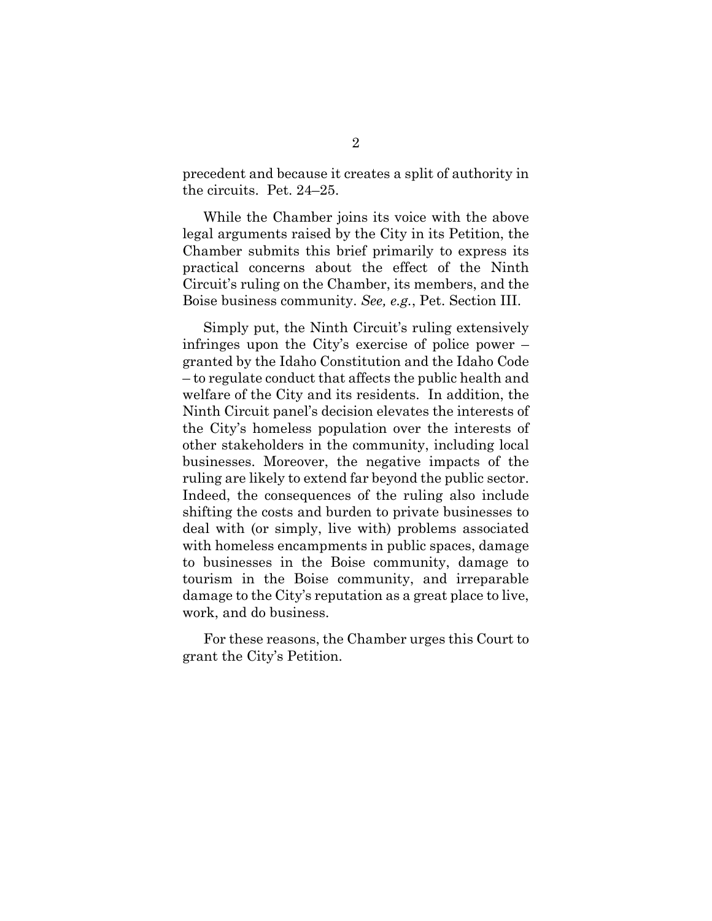precedent and because it creates a split of authority in the circuits. Pet. 24–25.

While the Chamber joins its voice with the above legal arguments raised by the City in its Petition, the Chamber submits this brief primarily to express its practical concerns about the effect of the Ninth Circuit's ruling on the Chamber, its members, and the Boise business community. *See, e.g.*, Pet. Section III.

Simply put, the Ninth Circuit's ruling extensively infringes upon the City's exercise of police power – granted by the Idaho Constitution and the Idaho Code – to regulate conduct that affects the public health and welfare of the City and its residents. In addition, the Ninth Circuit panel's decision elevates the interests of the City's homeless population over the interests of other stakeholders in the community, including local businesses. Moreover, the negative impacts of the ruling are likely to extend far beyond the public sector. Indeed, the consequences of the ruling also include shifting the costs and burden to private businesses to deal with (or simply, live with) problems associated with homeless encampments in public spaces, damage to businesses in the Boise community, damage to tourism in the Boise community, and irreparable damage to the City's reputation as a great place to live, work, and do business.

For these reasons, the Chamber urges this Court to grant the City's Petition.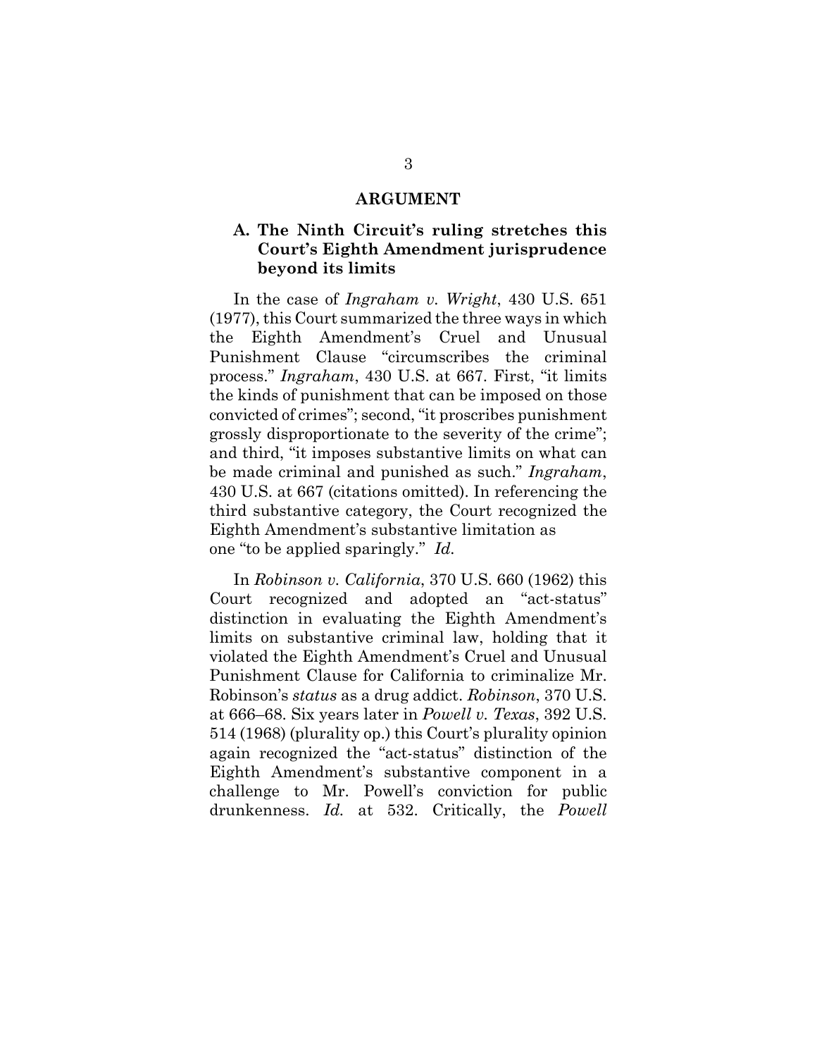## ARGUMENT

### A. The Ninth Circuit's ruling stretches this Court's Eighth Amendment jurisprudence beyond its limits

In the case of *Ingraham v. Wright*, 430 U.S. 651 (1977), this Court summarized the three ways in which the Eighth Amendment's Cruel and Unusual Punishment Clause "circumscribes the criminal process." *Ingraham*, 430 U.S. at 667. First, "it limits the kinds of punishment that can be imposed on those convicted of crimes"; second, "it proscribes punishment grossly disproportionate to the severity of the crime"; and third, "it imposes substantive limits on what can be made criminal and punished as such." *Ingraham*, 430 U.S. at 667 (citations omitted). In referencing the third substantive category, the Court recognized the Eighth Amendment's substantive limitation as one "to be applied sparingly." *Id.*

In *Robinson v. California*, 370 U.S. 660 (1962) this Court recognized and adopted an "act-status" distinction in evaluating the Eighth Amendment's limits on substantive criminal law, holding that it violated the Eighth Amendment's Cruel and Unusual Punishment Clause for California to criminalize Mr. Robinson's *status* as a drug addict. *Robinson*, 370 U.S. at 666–68. Six years later in *Powell v. Texas*, 392 U.S. 514 (1968) (plurality op.) this Court's plurality opinion again recognized the "act-status" distinction of the Eighth Amendment's substantive component in a challenge to Mr. Powell's conviction for public drunkenness. *Id.* at 532. Critically, the *Powell*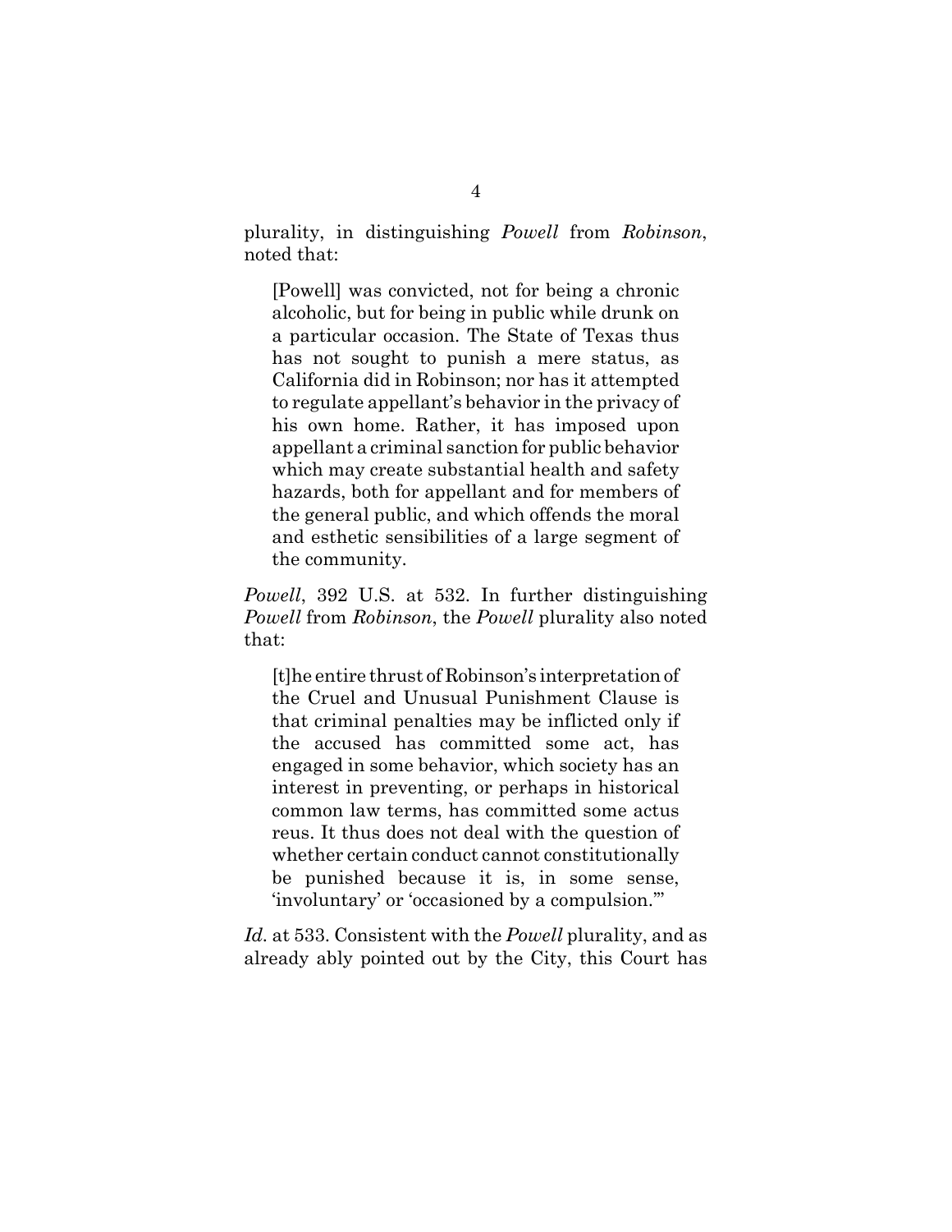plurality, in distinguishing *Powell* from *Robinson*, noted that:

> [Powell] was convicted, not for being a chronic alcoholic, but for being in public while drunk on a particular occasion. The State of Texas thus has not sought to punish a mere status, as California did in Robinson; nor has it attempted to regulate appellant's behavior in the privacy of his own home. Rather, it has imposed upon appellant a criminal sanction for public behavior which may create substantial health and safety hazards, both for appellant and for members of the general public, and which offends the moral and esthetic sensibilities of a large segment of the community.

*Powell*, 392 U.S. at 532. In further distinguishing *Powell* from *Robinson*, the *Powell* plurality also noted that:

> [t]he entire thrust of Robinson's interpretation of the Cruel and Unusual Punishment Clause is that criminal penalties may be inflicted only if the accused has committed some act, has engaged in some behavior, which society has an interest in preventing, or perhaps in historical common law terms, has committed some actus reus. It thus does not deal with the question of whether certain conduct cannot constitutionally be punished because it is, in some sense, 'involuntary' or 'occasioned by a compulsion.'"

*Id.* at 533. Consistent with the *Powell* plurality, and as already ably pointed out by the City, this Court has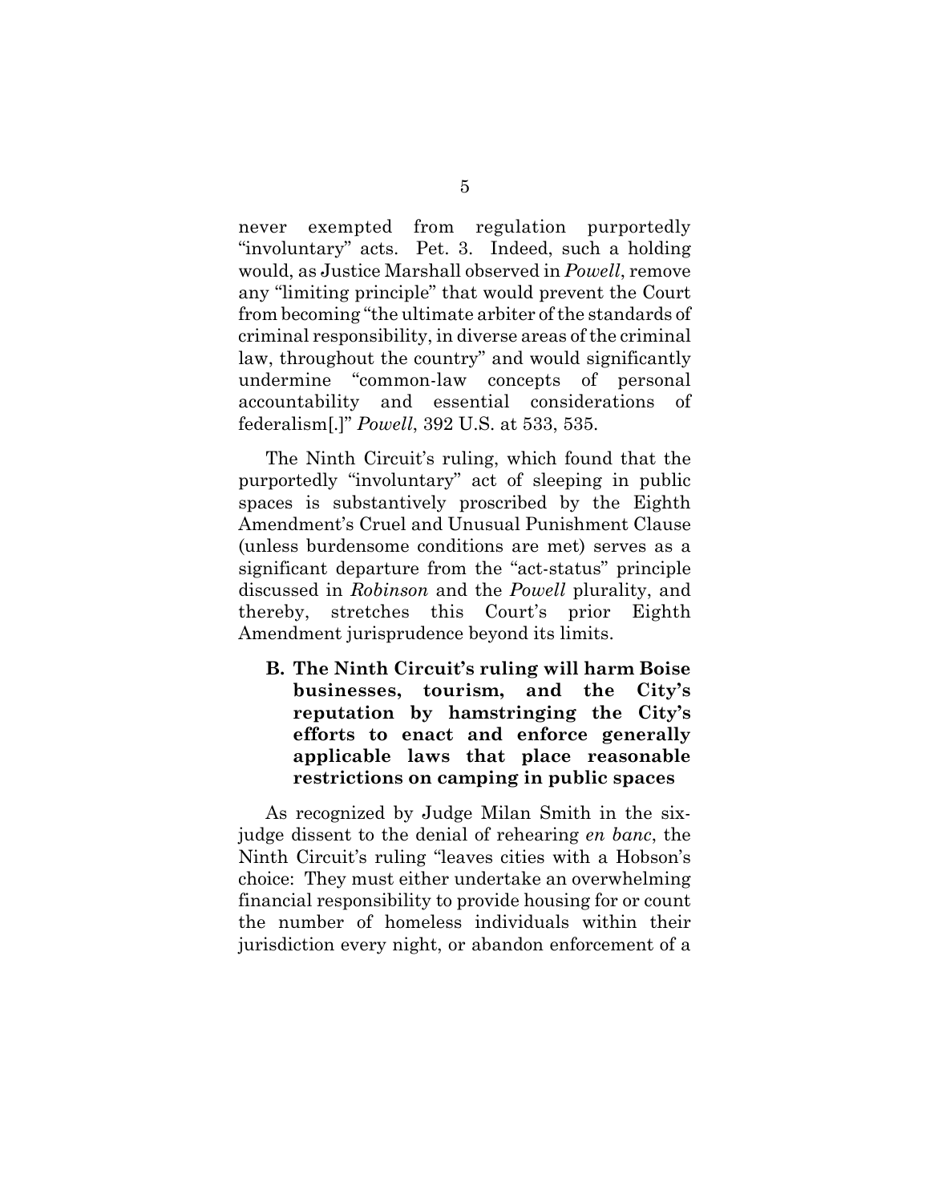never exempted from regulation purportedly "involuntary" acts. Pet. 3. Indeed, such a holding would, as Justice Marshall observed in *Powell*, remove any "limiting principle" that would prevent the Court from becoming "the ultimate arbiter of the standards of criminal responsibility, in diverse areas of the criminal law, throughout the country" and would significantly undermine "common-law concepts of personal accountability and essential considerations of federalism[.]" *Powell*, 392 U.S. at 533, 535.

The Ninth Circuit's ruling, which found that the purportedly "involuntary" act of sleeping in public spaces is substantively proscribed by the Eighth Amendment's Cruel and Unusual Punishment Clause (unless burdensome conditions are met) serves as a significant departure from the "act-status" principle discussed in *Robinson* and the *Powell* plurality, and thereby, stretches this Court's prior Eighth Amendment jurisprudence beyond its limits.

### B. The Ninth Circuit's ruling will harm Boise businesses, tourism, and the City's reputation by hamstringing the City's efforts to enact and enforce generally applicable laws that place reasonable restrictions on camping in public spaces

As recognized by Judge Milan Smith in the six-judge dissent to the denial of rehearing *en banc*, the Ninth Circuit's ruling "leaves cities with a Hobson's choice: They must either undertake an overwhelming financial responsibility to provide housing for or count the number of homeless individuals within their jurisdiction every night, or abandon enforcement of a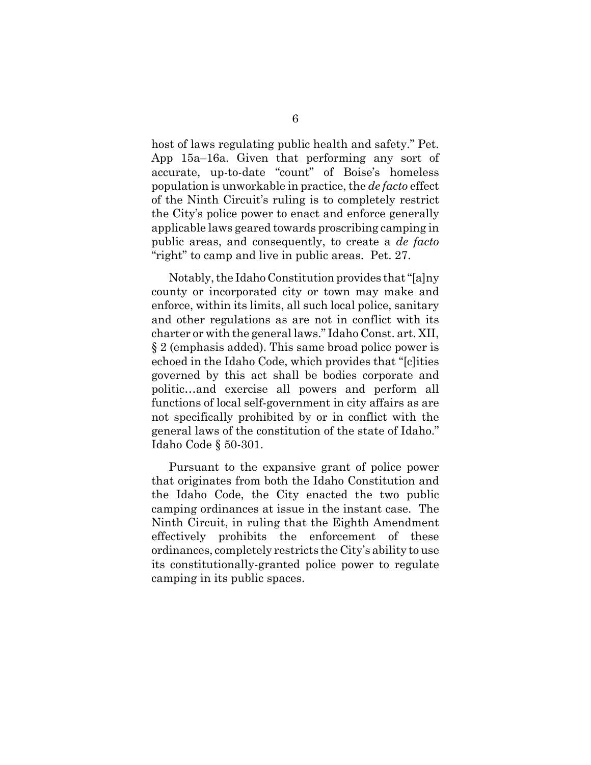host of laws regulating public health and safety." Pet. App 15a–16a. Given that performing any sort of accurate, up-to-date "count" of Boise's homeless population is unworkable in practice, the *de facto* effect of the Ninth Circuit's ruling is to completely restrict the City's police power to enact and enforce generally applicable laws geared towards proscribing camping in public areas, and consequently, to create a *de facto* "right" to camp and live in public areas. Pet. 27.

Notably, the Idaho Constitution provides that "[a]ny county or incorporated city or town may make and enforce, within its limits, all such local police, sanitary and other regulations as are not in conflict with its charter or with the general laws." Idaho Const. art. XII, § 2 (emphasis added). This same broad police power is echoed in the Idaho Code, which provides that "[c]ities governed by this act shall be bodies corporate and politic…and exercise all powers and perform all functions of local self-government in city affairs as are not specifically prohibited by or in conflict with the general laws of the constitution of the state of Idaho." Idaho Code § 50-301.

Pursuant to the expansive grant of police power that originates from both the Idaho Constitution and the Idaho Code, the City enacted the two public camping ordinances at issue in the instant case. The Ninth Circuit, in ruling that the Eighth Amendment effectively prohibits the enforcement of these ordinances, completely restricts the City's ability to use its constitutionally-granted police power to regulate camping in its public spaces.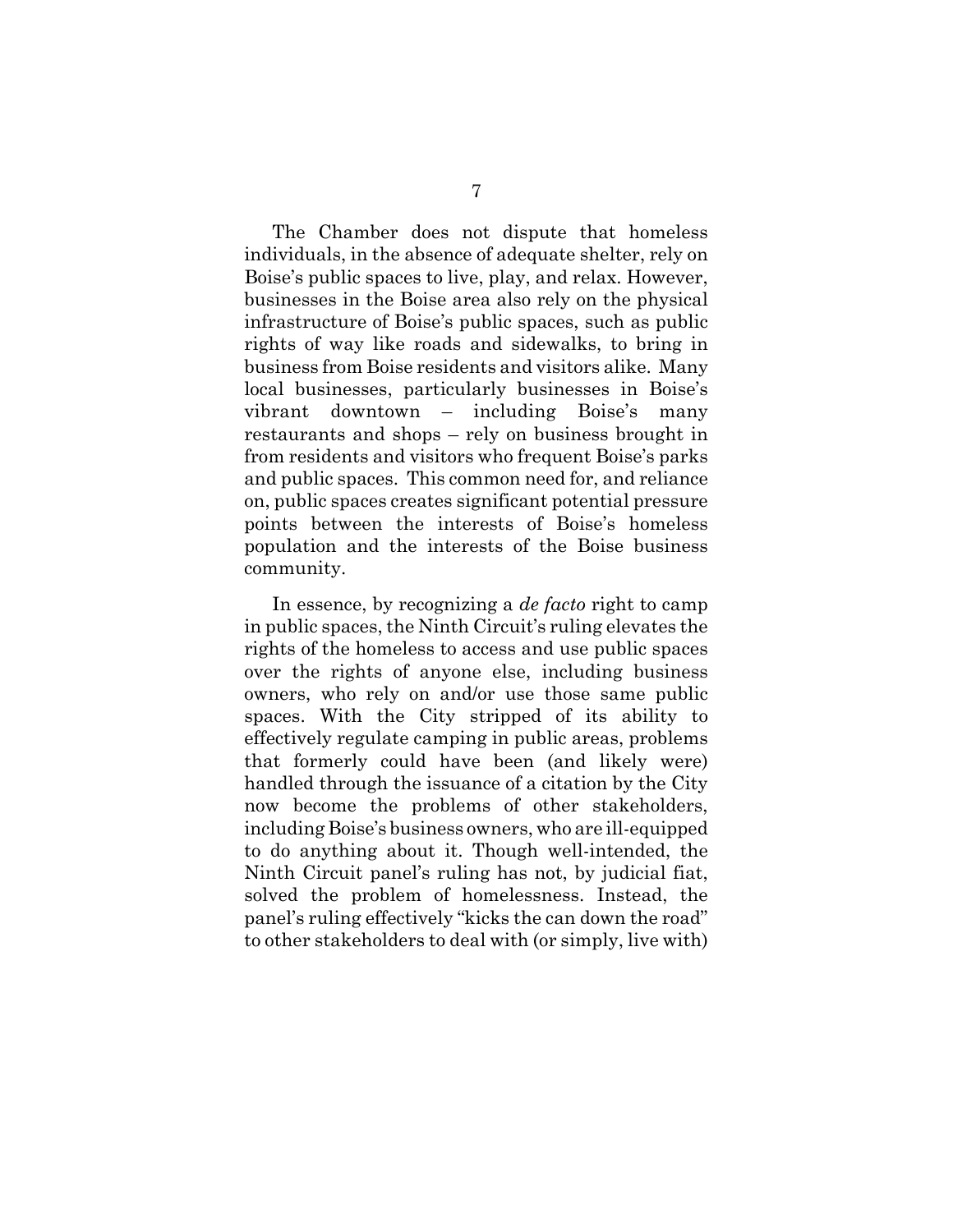The Chamber does not dispute that homeless individuals, in the absence of adequate shelter, rely on Boise's public spaces to live, play, and relax. However, businesses in the Boise area also rely on the physical infrastructure of Boise's public spaces, such as public rights of way like roads and sidewalks, to bring in business from Boise residents and visitors alike. Many local businesses, particularly businesses in Boise's vibrant downtown – including Boise's many restaurants and shops – rely on business brought in from residents and visitors who frequent Boise's parks and public spaces. This common need for, and reliance on, public spaces creates significant potential pressure points between the interests of Boise's homeless population and the interests of the Boise business community.

In essence, by recognizing a *de facto* right to camp in public spaces, the Ninth Circuit's ruling elevates the rights of the homeless to access and use public spaces over the rights of anyone else, including business owners, who rely on and/or use those same public spaces. With the City stripped of its ability to effectively regulate camping in public areas, problems that formerly could have been (and likely were) handled through the issuance of a citation by the City now become the problems of other stakeholders, including Boise's business owners, who are ill-equipped to do anything about it. Though well-intended, the Ninth Circuit panel's ruling has not, by judicial fiat, solved the problem of homelessness. Instead, the panel's ruling effectively "kicks the can down the road" to other stakeholders to deal with (or simply, live with)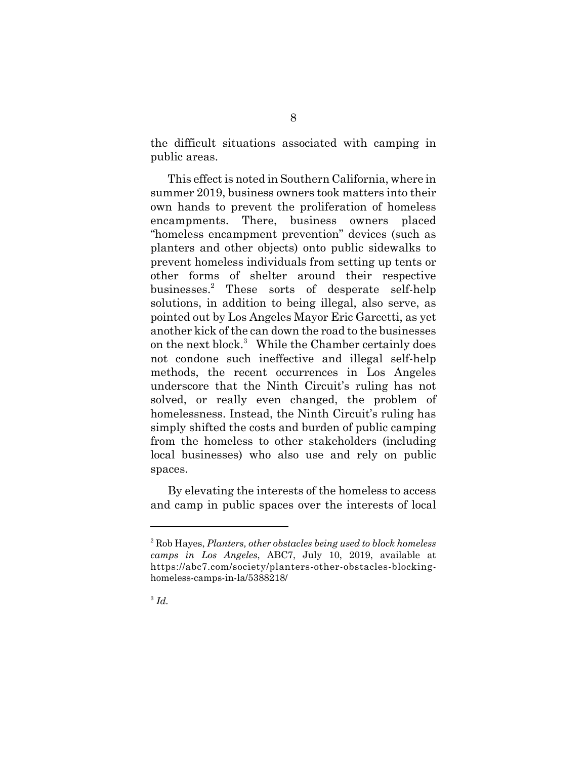the difficult situations associated with camping in public areas.

This effect is noted in Southern California, where in summer 2019, business owners took matters into their own hands to prevent the proliferation of homeless encampments. There, business owners placed "homeless encampment prevention" devices (such as planters and other objects) onto public sidewalks to prevent homeless individuals from setting up tents or other forms of shelter around their respective businesses.[2] These sorts of desperate self-help solutions, in addition to being illegal, also serve, as pointed out by Los Angeles Mayor Eric Garcetti, as yet another kick of the can down the road to the businesses on the next block.[3] While the Chamber certainly does not condone such ineffective and illegal self-help methods, the recent occurrences in Los Angeles underscore that the Ninth Circuit's ruling has not solved, or really even changed, the problem of homelessness. Instead, the Ninth Circuit's ruling has simply shifted the costs and burden of public camping from the homeless to other stakeholders (including local businesses) who also use and rely on public spaces.

By elevating the interests of the homeless to access and camp in public spaces over the interests of local

---

[2] Rob Hayes, *Planters, other obstacles being used to block homeless camps in Los Angeles*, ABC7, July 10, 2019, available at https://abc7.com/society/planters-other-obstacles-blocking-homeless-camps-in-la/5388218/

[3] *Id.*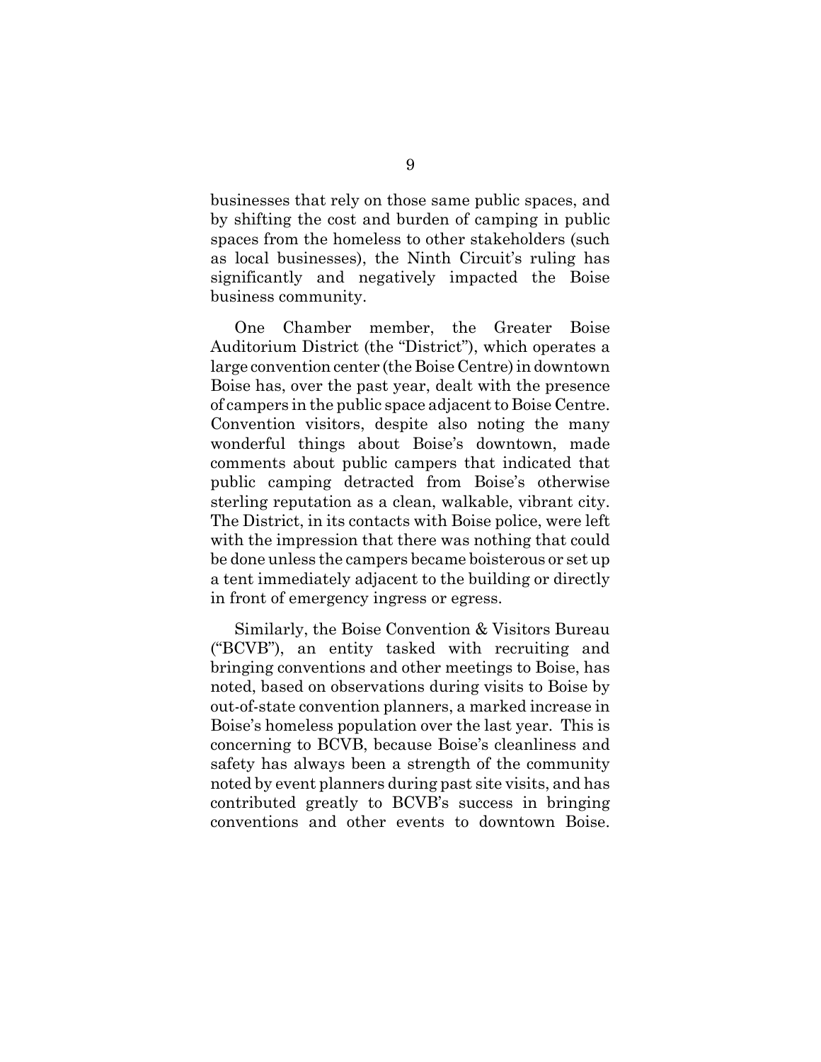businesses that rely on those same public spaces, and by shifting the cost and burden of camping in public spaces from the homeless to other stakeholders (such as local businesses), the Ninth Circuit's ruling has significantly and negatively impacted the Boise business community.

One Chamber member, the Greater Boise Auditorium District (the "District"), which operates a large convention center (the Boise Centre) in downtown Boise has, over the past year, dealt with the presence of campers in the public space adjacent to Boise Centre. Convention visitors, despite also noting the many wonderful things about Boise's downtown, made comments about public campers that indicated that public camping detracted from Boise's otherwise sterling reputation as a clean, walkable, vibrant city. The District, in its contacts with Boise police, were left with the impression that there was nothing that could be done unless the campers became boisterous or set up a tent immediately adjacent to the building or directly in front of emergency ingress or egress.

Similarly, the Boise Convention & Visitors Bureau ("BCVB"), an entity tasked with recruiting and bringing conventions and other meetings to Boise, has noted, based on observations during visits to Boise by out-of-state convention planners, a marked increase in Boise's homeless population over the last year. This is concerning to BCVB, because Boise's cleanliness and safety has always been a strength of the community noted by event planners during past site visits, and has contributed greatly to BCVB's success in bringing conventions and other events to downtown Boise.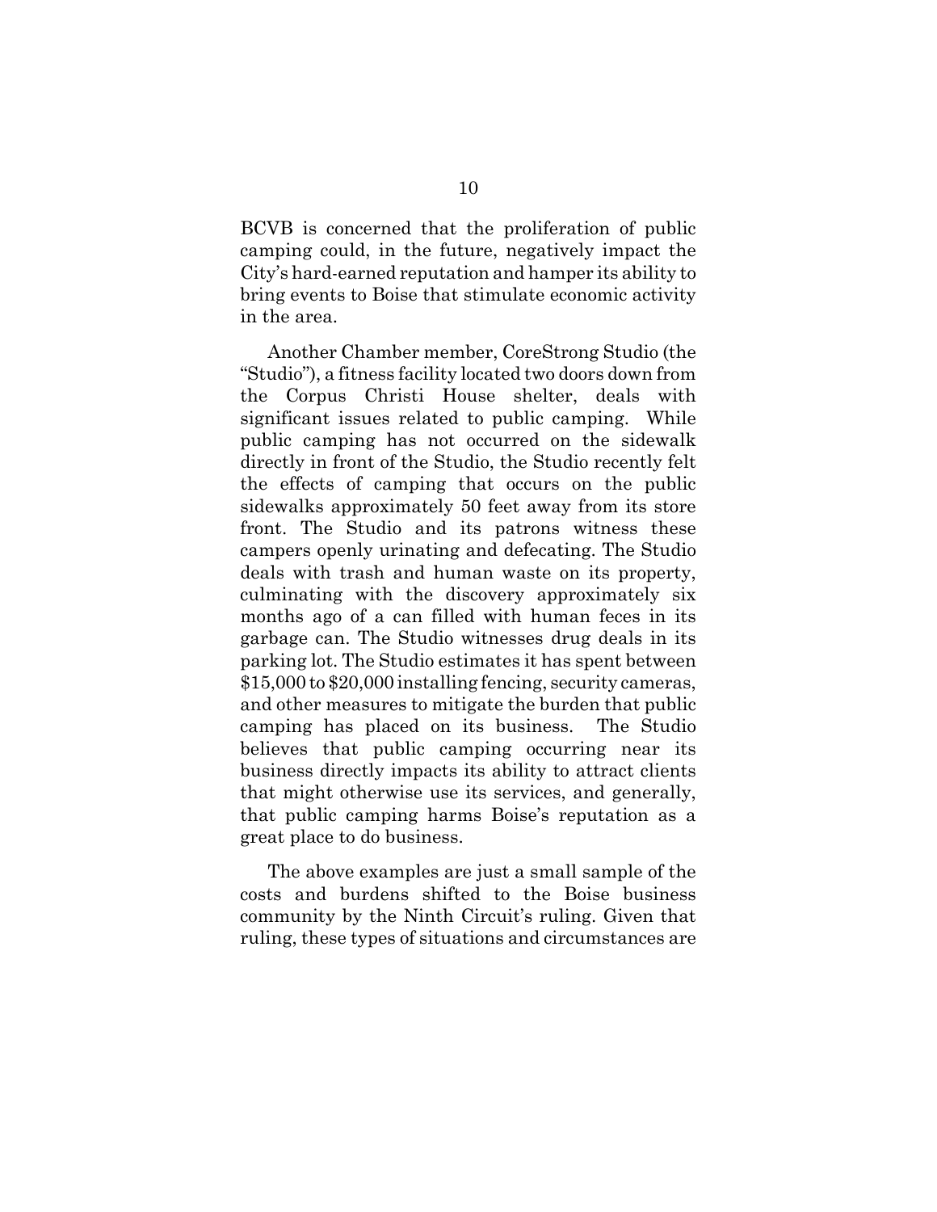BCVB is concerned that the proliferation of public camping could, in the future, negatively impact the City's hard-earned reputation and hamper its ability to bring events to Boise that stimulate economic activity in the area.

Another Chamber member, CoreStrong Studio (the "Studio"), a fitness facility located two doors down from the Corpus Christi House shelter, deals with significant issues related to public camping. While public camping has not occurred on the sidewalk directly in front of the Studio, the Studio recently felt the effects of camping that occurs on the public sidewalks approximately 50 feet away from its store front. The Studio and its patrons witness these campers openly urinating and defecating. The Studio deals with trash and human waste on its property, culminating with the discovery approximately six months ago of a can filled with human feces in its garbage can. The Studio witnesses drug deals in its parking lot. The Studio estimates it has spent between \$15,000 to \$20,000 installing fencing, security cameras, and other measures to mitigate the burden that public camping has placed on its business. The Studio believes that public camping occurring near its business directly impacts its ability to attract clients that might otherwise use its services, and generally, that public camping harms Boise's reputation as a great place to do business.

The above examples are just a small sample of the costs and burdens shifted to the Boise business community by the Ninth Circuit's ruling. Given that ruling, these types of situations and circumstances are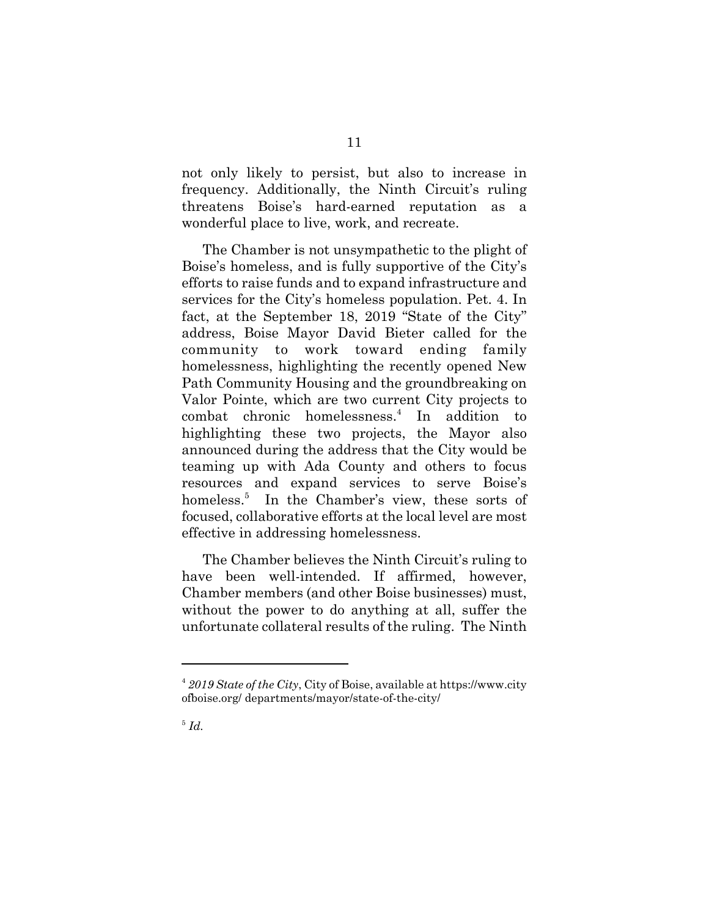not only likely to persist, but also to increase in frequency. Additionally, the Ninth Circuit's ruling threatens Boise's hard-earned reputation as a wonderful place to live, work, and recreate.

The Chamber is not unsympathetic to the plight of Boise's homeless, and is fully supportive of the City's efforts to raise funds and to expand infrastructure and services for the City's homeless population. Pet. 4. In fact, at the September 18, 2019 "State of the City" address, Boise Mayor David Bieter called for the community to work toward ending family homelessness, highlighting the recently opened New Path Community Housing and the groundbreaking on Valor Pointe, which are two current City projects to combat chronic homelessness.[4] In addition to highlighting these two projects, the Mayor also announced during the address that the City would be teaming up with Ada County and others to focus resources and expand services to serve Boise's homeless.[5] In the Chamber's view, these sorts of focused, collaborative efforts at the local level are most effective in addressing homelessness.

The Chamber believes the Ninth Circuit's ruling to have been well-intended. If affirmed, however, Chamber members (and other Boise businesses) must, without the power to do anything at all, suffer the unfortunate collateral results of the ruling. The Ninth

---

[4] *2019 State of the City*, City of Boise, available at https://www.cityofboise.org/ departments/mayor/state-of-the-city/

[5] *Id.*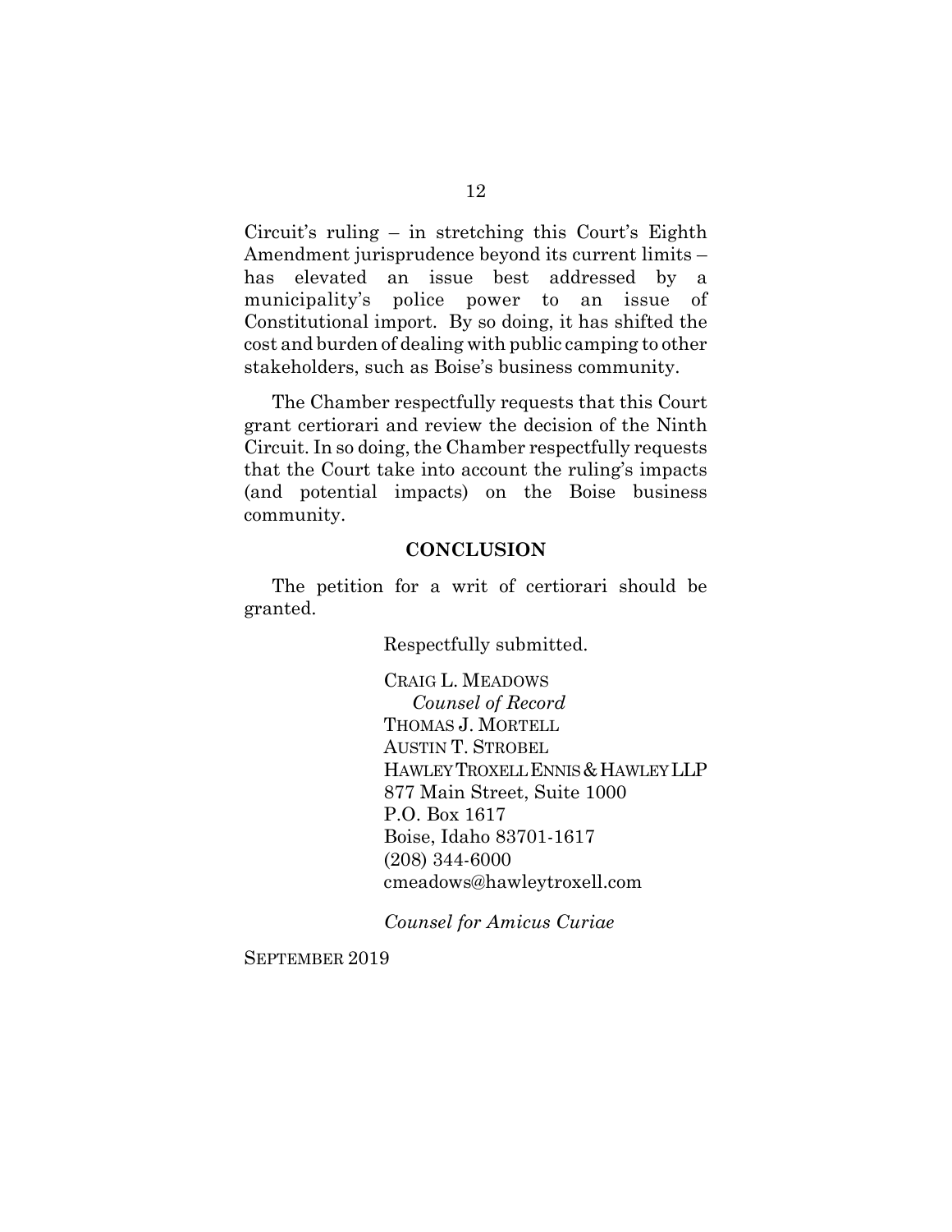Circuit's ruling – in stretching this Court's Eighth Amendment jurisprudence beyond its current limits – has elevated an issue best addressed by a municipality's police power to an issue of Constitutional import. By so doing, it has shifted the cost and burden of dealing with public camping to other stakeholders, such as Boise's business community.

The Chamber respectfully requests that this Court grant certiorari and review the decision of the Ninth Circuit. In so doing, the Chamber respectfully requests that the Court take into account the ruling's impacts (and potential impacts) on the Boise business community.

## CONCLUSION

The petition for a writ of certiorari should be granted.

Respectfully submitted.

CRAIG L. MEADOWS
*Counsel of Record*
THOMAS J. MORTELL
AUSTIN T. STROBEL
HAWLEY TROXELL ENNIS & HAWLEY LLP
877 Main Street, Suite 1000
P.O. Box 1617
Boise, Idaho 83701-1617
(208) 344-6000
cmeadows@hawleytroxell.com

*Counsel for Amicus Curiae*

SEPTEMBER 2019